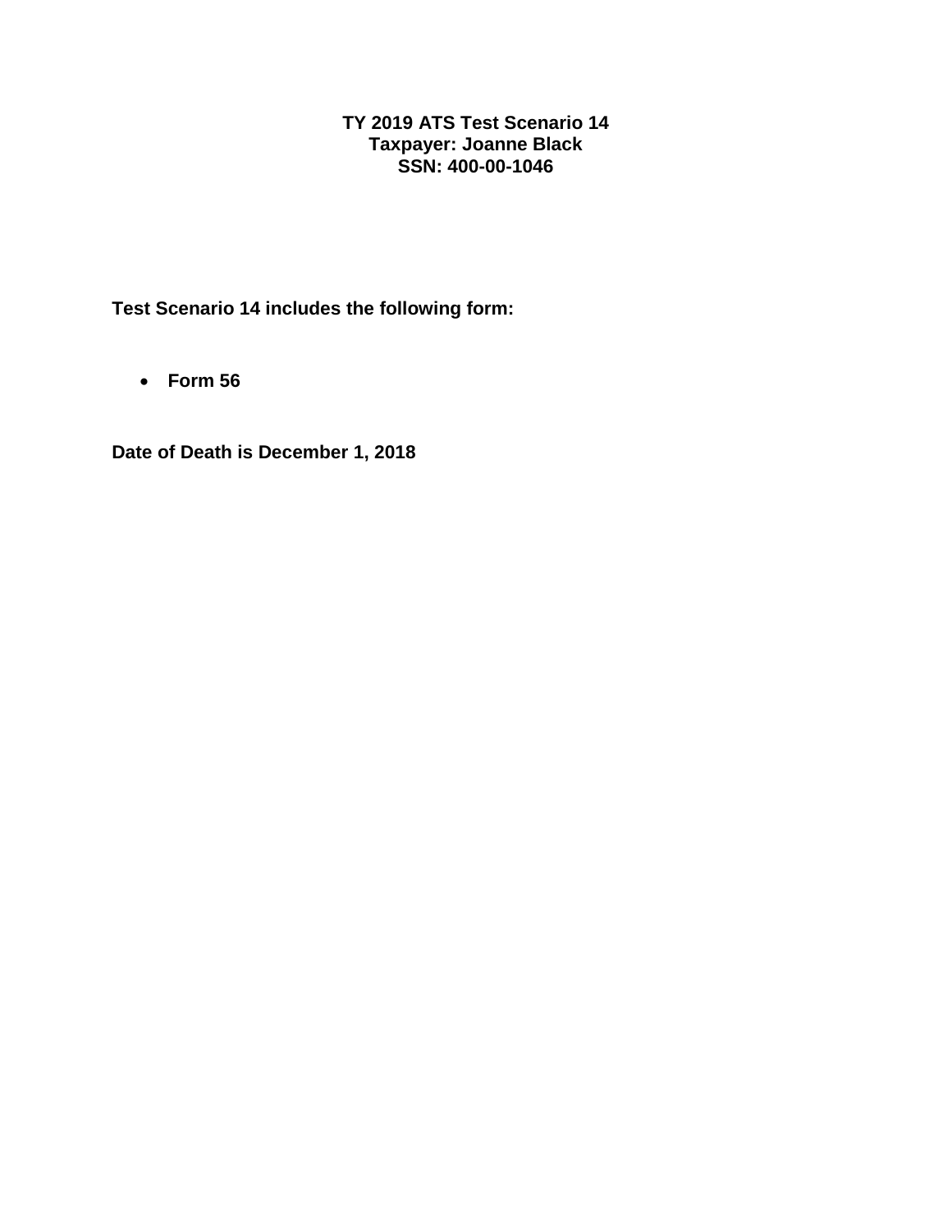# TY 2019 ATS Test Scenario 14
## Taxpayer: Joanne Black
## SSN: 400-00-1046

**Test Scenario 14 includes the following form:**

- **Form 56**

**Date of Death is December 1, 2018**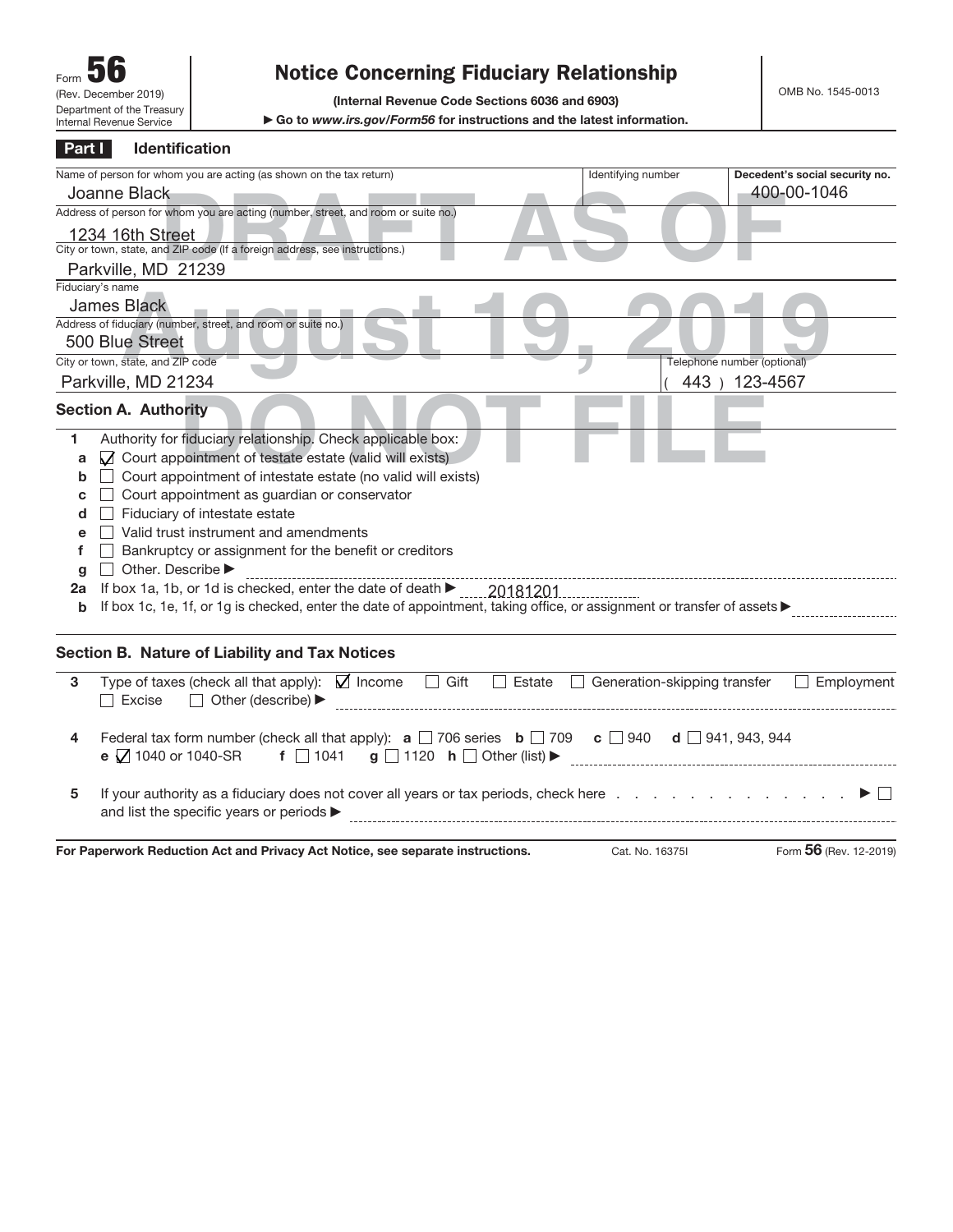Form **56**
(Rev. December 2019)
Department of the Treasury
Internal Revenue Service

# Notice Concerning Fiduciary Relationship

**(Internal Revenue Code Sections 6036 and 6903)**

**▶ Go to *www.irs.gov/Form56* for instructions and the latest information.**

OMB No. 1545-0013

DRAFT AS OF August 19, 2019 DO NOT FILE

## Part I Identification

| Name of person for whom you are acting (as shown on the tax return) | Identifying number | Decedent's social security no. |
| --- | --- | --- |
| Joanne Black | | 400-00-1046 |

Address of person for whom you are acting (number, street, and room or suite no.)
1234 16th Street

City or town, state, and ZIP code (If a foreign address, see instructions.)
Parkville, MD 21239

Fiduciary's name
James Black

Address of fiduciary (number, street, and room or suite no.)
500 Blue Street

| City or town, state, and ZIP code | Telephone number (optional) |
| --- | --- |
| Parkville, MD 21234 | ( 443 ) 123-4567 |

### Section A. Authority

**1** Authority for fiduciary relationship. Check applicable box:

- **a** ☑ Court appointment of testate estate (valid will exists)
- **b** ☐ Court appointment of intestate estate (no valid will exists)
- **c** ☐ Court appointment as guardian or conservator
- **d** ☐ Fiduciary of intestate estate
- **e** ☐ Valid trust instrument and amendments
- **f** ☐ Bankruptcy or assignment for the benefit or creditors
- **g** ☐ Other. Describe ▶

**2a** If box 1a, 1b, or 1d is checked, enter the date of death ▶ 20181201

**b** If box 1c, 1e, 1f, or 1g is checked, enter the date of appointment, taking office, or assignment or transfer of assets ▶

### Section B. Nature of Liability and Tax Notices

**3** Type of taxes (check all that apply): ☑ Income ☐ Gift ☐ Estate ☐ Generation-skipping transfer ☐ Employment ☐ Excise ☐ Other (describe) ▶

**4** Federal tax form number (check all that apply): **a** ☐ 706 series **b** ☐ 709 **c** ☐ 940 **d** ☐ 941, 943, 944 **e** ☑ 1040 or 1040-SR **f** ☐ 1041 **g** ☐ 1120 **h** ☐ Other (list) ▶

**5** If your authority as a fiduciary does not cover all years or tax periods, check here . . . . . . . . . . . . . . ▶ ☐
and list the specific years or periods ▶

**For Paperwork Reduction Act and Privacy Act Notice, see separate instructions.** Cat. No. 16375I Form **56** (Rev. 12-2019)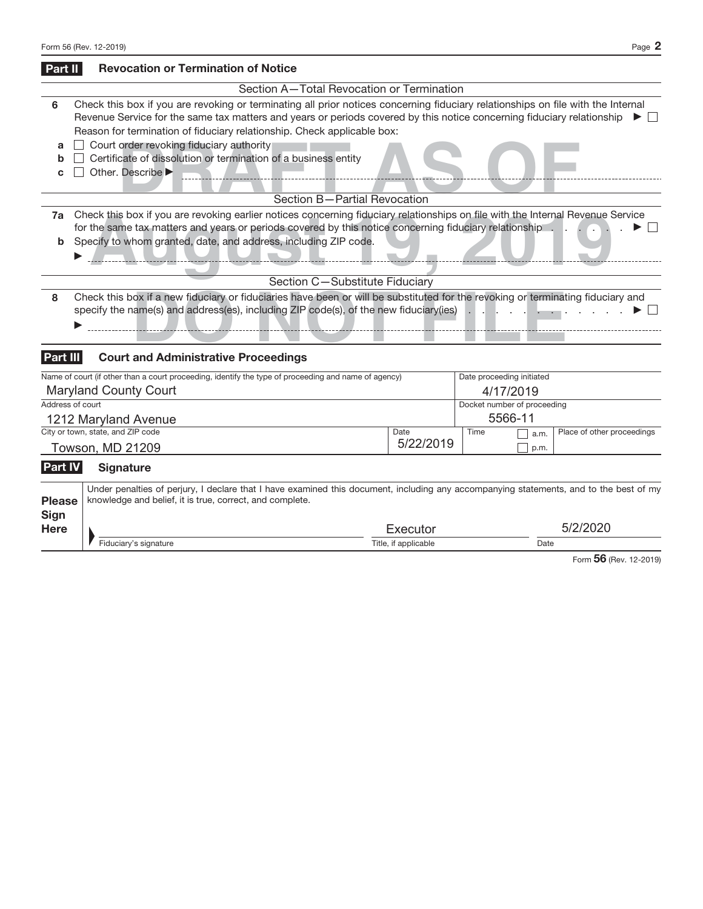## Part II Revocation or Termination of Notice

### Section A—Total Revocation or Termination

**6** Check this box if you are revoking or terminating all prior notices concerning fiduciary relationships on file with the Internal Revenue Service for the same tax matters and years or periods covered by this notice concerning fiduciary relationship ▶ ☐

Reason for termination of fiduciary relationship. Check applicable box:

- **a** ☐ Court order revoking fiduciary authority
- **b** ☐ Certificate of dissolution or termination of a business entity
- **c** ☐ Other. Describe ▶

### Section B—Partial Revocation

**7a** Check this box if you are revoking earlier notices concerning fiduciary relationships on file with the Internal Revenue Service for the same tax matters and years or periods covered by this notice concerning fiduciary relationship ▶ ☐

**b** Specify to whom granted, date, and address, including ZIP code.

▶

### Section C—Substitute Fiduciary

**8** Check this box if a new fiduciary or fiduciaries have been or will be substituted for the revoking or terminating fiduciary and specify the name(s) and address(es), including ZIP code(s), of the new fiduciary(ies) ▶ ☐

▶

DRAFT AS OF August 19, 2019 DO NOT FILE

## Part III Court and Administrative Proceedings

| | | | |
|---|---|---|---|
| Name of court (if other than a court proceeding, identify the type of proceeding and name of agency): Maryland County Court | | Date proceeding initiated: 4/17/2019 | |
| Address of court: 1212 Maryland Avenue | | Docket number of proceeding: 5566-11 | |
| City or town, state, and ZIP code: Towson, MD 21209 | Date: 5/22/2019 | Time: ☐ a.m. ☐ p.m. | Place of other proceedings |

## Part IV Signature

**Please Sign Here**

Under penalties of perjury, I declare that I have examined this document, including any accompanying statements, and to the best of my knowledge and belief, it is true, correct, and complete.

| Fiduciary's signature | Title, if applicable | Date |
|---|---|---|
| | Executor | 5/2/2020 |

Form **56** (Rev. 12-2019)